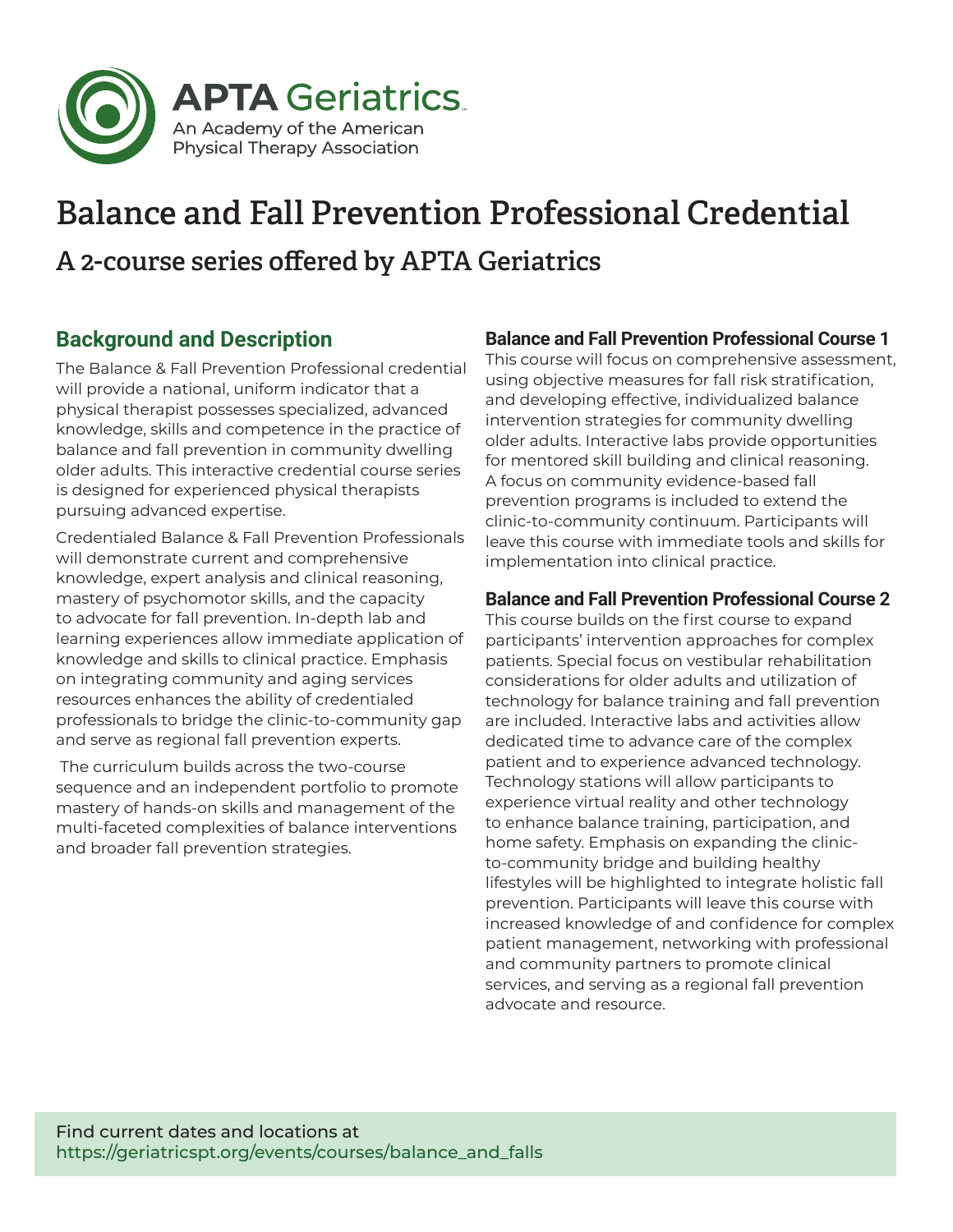APTA Geriatrics

An Academy of the American Physical Therapy Association

# Balance and Fall Prevention Professional Credential

## A 2-course series offered by APTA Geriatrics

### Background and Description

The Balance & Fall Prevention Professional credential will provide a national, uniform indicator that a physical therapist possesses specialized, advanced knowledge, skills and competence in the practice of balance and fall prevention in community dwelling older adults. This interactive credential course series is designed for experienced physical therapists pursuing advanced expertise.

Credentialed Balance & Fall Prevention Professionals will demonstrate current and comprehensive knowledge, expert analysis and clinical reasoning, mastery of psychomotor skills, and the capacity to advocate for fall prevention. In-depth lab and learning experiences allow immediate application of knowledge and skills to clinical practice. Emphasis on integrating community and aging services resources enhances the ability of credentialed professionals to bridge the clinic-to-community gap and serve as regional fall prevention experts.

The curriculum builds across the two-course sequence and an independent portfolio to promote mastery of hands-on skills and management of the multi-faceted complexities of balance interventions and broader fall prevention strategies.

### Balance and Fall Prevention Professional Course 1

This course will focus on comprehensive assessment, using objective measures for fall risk stratification, and developing effective, individualized balance intervention strategies for community dwelling older adults. Interactive labs provide opportunities for mentored skill building and clinical reasoning. A focus on community evidence-based fall prevention programs is included to extend the clinic-to-community continuum. Participants will leave this course with immediate tools and skills for implementation into clinical practice.

### Balance and Fall Prevention Professional Course 2

This course builds on the first course to expand participants' intervention approaches for complex patients. Special focus on vestibular rehabilitation considerations for older adults and utilization of technology for balance training and fall prevention are included. Interactive labs and activities allow dedicated time to advance care of the complex patient and to experience advanced technology. Technology stations will allow participants to experience virtual reality and other technology to enhance balance training, participation, and home safety. Emphasis on expanding the clinic-to-community bridge and building healthy lifestyles will be highlighted to integrate holistic fall prevention. Participants will leave this course with increased knowledge of and confidence for complex patient management, networking with professional and community partners to promote clinical services, and serving as a regional fall prevention advocate and resource.

Find current dates and locations at
https://geriatricspt.org/events/courses/balance_and_falls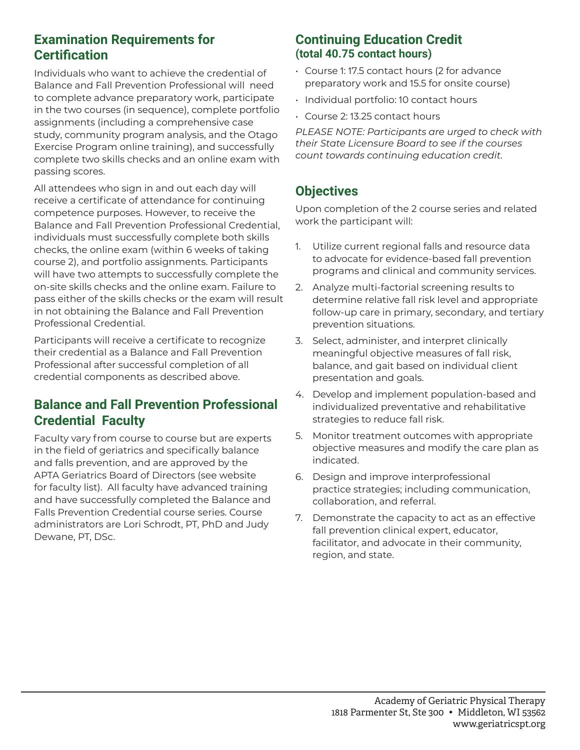## Examination Requirements for Certification

Individuals who want to achieve the credential of Balance and Fall Prevention Professional will need to complete advance preparatory work, participate in the two courses (in sequence), complete portfolio assignments (including a comprehensive case study, community program analysis, and the Otago Exercise Program online training), and successfully complete two skills checks and an online exam with passing scores.

All attendees who sign in and out each day will receive a certificate of attendance for continuing competence purposes. However, to receive the Balance and Fall Prevention Professional Credential, individuals must successfully complete both skills checks, the online exam (within 6 weeks of taking course 2), and portfolio assignments. Participants will have two attempts to successfully complete the on-site skills checks and the online exam. Failure to pass either of the skills checks or the exam will result in not obtaining the Balance and Fall Prevention Professional Credential.

Participants will receive a certificate to recognize their credential as a Balance and Fall Prevention Professional after successful completion of all credential components as described above.

## Balance and Fall Prevention Professional Credential Faculty

Faculty vary from course to course but are experts in the field of geriatrics and specifically balance and falls prevention, and are approved by the APTA Geriatrics Board of Directors (see website for faculty list). All faculty have advanced training and have successfully completed the Balance and Falls Prevention Credential course series. Course administrators are Lori Schrodt, PT, PhD and Judy Dewane, PT, DSc.

## Continuing Education Credit
### (total 40.75 contact hours)

- Course 1: 17.5 contact hours (2 for advance preparatory work and 15.5 for onsite course)
- Individual portfolio: 10 contact hours
- Course 2: 13.25 contact hours

*PLEASE NOTE: Participants are urged to check with their State Licensure Board to see if the courses count towards continuing education credit.*

## Objectives

Upon completion of the 2 course series and related work the participant will:

1. Utilize current regional falls and resource data to advocate for evidence-based fall prevention programs and clinical and community services.
2. Analyze multi-factorial screening results to determine relative fall risk level and appropriate follow-up care in primary, secondary, and tertiary prevention situations.
3. Select, administer, and interpret clinically meaningful objective measures of fall risk, balance, and gait based on individual client presentation and goals.
4. Develop and implement population-based and individualized preventative and rehabilitative strategies to reduce fall risk.
5. Monitor treatment outcomes with appropriate objective measures and modify the care plan as indicated.
6. Design and improve interprofessional practice strategies; including communication, collaboration, and referral.
7. Demonstrate the capacity to act as an effective fall prevention clinical expert, educator, facilitator, and advocate in their community, region, and state.

Academy of Geriatric Physical Therapy
1818 Parmenter St, Ste 300 • Middleton, WI 53562
www.geriatricspt.org